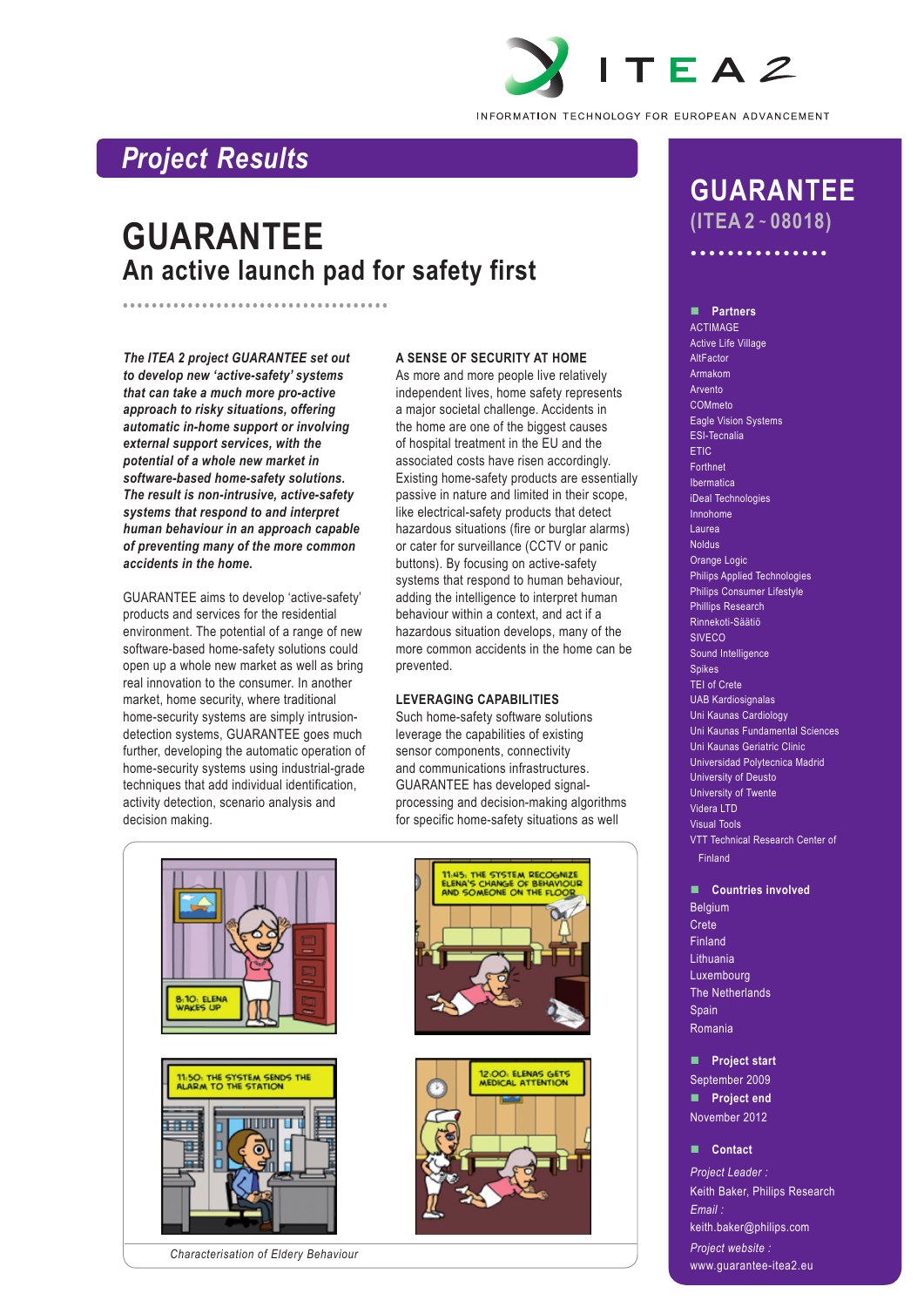ITEA 2

INFORMATION TECHNOLOGY FOR EUROPEAN ADVANCEMENT

## Project Results

# GUARANTEE

## An active launch pad for safety first

***The ITEA 2 project GUARANTEE set out to develop new 'active-safety' systems that can take a much more pro-active approach to risky situations, offering automatic in-home support or involving external support services, with the potential of a whole new market in software-based home-safety solutions. The result is non-intrusive, active-safety systems that respond to and interpret human behaviour in an approach capable of preventing many of the more common accidents in the home.***

GUARANTEE aims to develop 'active-safety' products and services for the residential environment. The potential of a range of new software-based home-safety solutions could open up a whole new market as well as bring real innovation to the consumer. In another market, home security, where traditional home-security systems are simply intrusion-detection systems, GUARANTEE goes much further, developing the automatic operation of home-security systems using industrial-grade techniques that add individual identification, activity detection, scenario analysis and decision making.

### A SENSE OF SECURITY AT HOME

As more and more people live relatively independent lives, home safety represents a major societal challenge. Accidents in the home are one of the biggest causes of hospital treatment in the EU and the associated costs have risen accordingly. Existing home-safety products are essentially passive in nature and limited in their scope, like electrical-safety products that detect hazardous situations (fire or burglar alarms) or cater for surveillance (CCTV or panic buttons). By focusing on active-safety systems that respond to human behaviour, adding the intelligence to interpret human behaviour within a context, and act if a hazardous situation develops, many of the more common accidents in the home can be prevented.

### LEVERAGING CAPABILITIES

Such home-safety software solutions leverage the capabilities of existing sensor components, connectivity and communications infrastructures. GUARANTEE has developed signal-processing and decision-making algorithms for specific home-safety situations as well

*Characterisation of Eldery Behaviour*

## GUARANTEE (ITEA 2 ~ 08018)

**Partners**

ACTIMAGE
Active Life Village
AltFactor
Armakom
Arvento
COMmeto
Eagle Vision Systems
ESI-Tecnalia
ETIC
Forthnet
Ibermatica
iDeal Technologies
Innohome
Laurea
Noldus
Orange Logic
Philips Applied Technologies
Philips Consumer Lifestyle
Phillips Research
Rinnekoti-Säätiö
SIVECO
Sound Intelligence
Spikes
TEI of Crete
UAB Kardiosignalas
Uni Kaunas Cardiology
Uni Kaunas Fundamental Sciences
Uni Kaunas Geriatric Clinic
Universidad Polytecnica Madrid
University of Deusto
University of Twente
Videra LTD
Visual Tools
VTT Technical Research Center of Finland

**Countries involved**

Belgium
Crete
Finland
Lithuania
Luxembourg
The Netherlands
Spain
Romania

**Project start**

September 2009

**Project end**

November 2012

**Contact**

*Project Leader :*
Keith Baker, Philips Research
*Email :*
keith.baker@philips.com
*Project website :*
www.guarantee-itea2.eu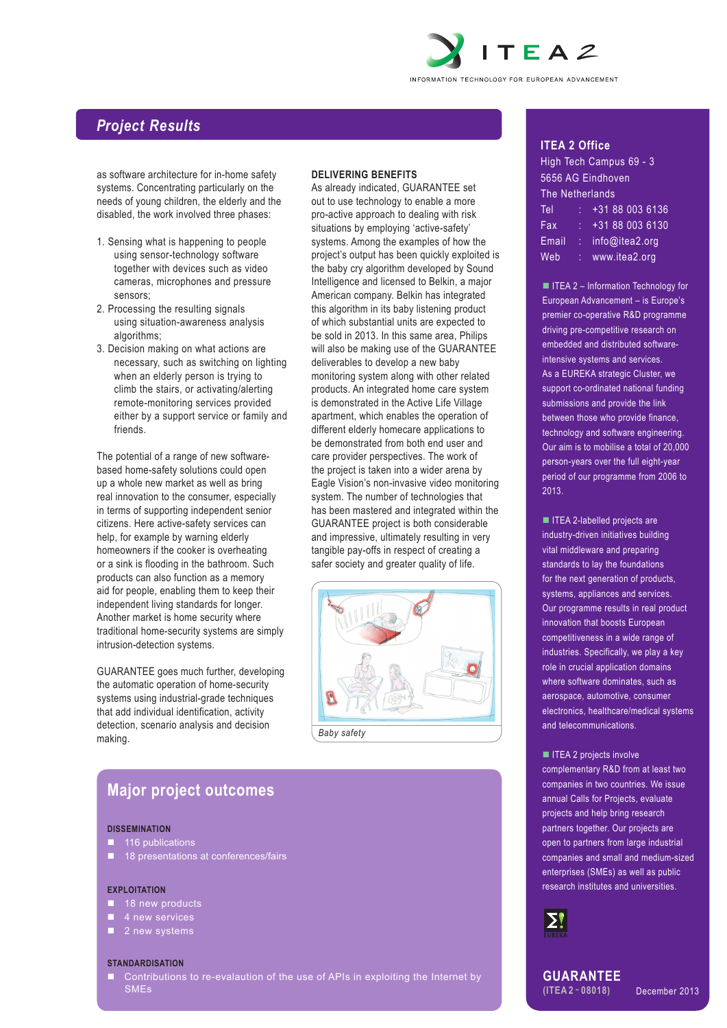## Project Results

as software architecture for in-home safety systems. Concentrating particularly on the needs of young children, the elderly and the disabled, the work involved three phases:

1. Sensing what is happening to people using sensor-technology software together with devices such as video cameras, microphones and pressure sensors;
2. Processing the resulting signals using situation-awareness analysis algorithms;
3. Decision making on what actions are necessary, such as switching on lighting when an elderly person is trying to climb the stairs, or activating/alerting remote-monitoring services provided either by a support service or family and friends.

The potential of a range of new software-based home-safety solutions could open up a whole new market as well as bring real innovation to the consumer, especially in terms of supporting independent senior citizens. Here active-safety services can help, for example by warning elderly homeowners if the cooker is overheating or a sink is flooding in the bathroom. Such products can also function as a memory aid for people, enabling them to keep their independent living standards for longer. Another market is home security where traditional home-security systems are simply intrusion-detection systems.

GUARANTEE goes much further, developing the automatic operation of home-security systems using industrial-grade techniques that add individual identification, activity detection, scenario analysis and decision making.

### DELIVERING BENEFITS

As already indicated, GUARANTEE set out to use technology to enable a more pro-active approach to dealing with risk situations by employing 'active-safety' systems. Among the examples of how the project's output has been quickly exploited is the baby cry algorithm developed by Sound Intelligence and licensed to Belkin, a major American company. Belkin has integrated this algorithm in its baby listening product of which substantial units are expected to be sold in 2013. In this same area, Philips will also be making use of the GUARANTEE deliverables to develop a new baby monitoring system along with other related products. An integrated home care system is demonstrated in the Active Life Village apartment, which enables the operation of different elderly homecare applications to be demonstrated from both end user and care provider perspectives. The work of the project is taken into a wider arena by Eagle Vision's non-invasive video monitoring system. The number of technologies that has been mastered and integrated within the GUARANTEE project is both considerable and impressive, ultimately resulting in very tangible pay-offs in respect of creating a safer society and greater quality of life.

*Baby safety*

## Major project outcomes

**DISSEMINATION**

- 116 publications
- 18 presentations at conferences/fairs

**EXPLOITATION**

- 18 new products
- 4 new services
- 2 new systems

**STANDARDISATION**

- Contributions to re-evalaution of the use of APIs in exploiting the Internet by SMEs

---

**ITEA 2 Office**
High Tech Campus 69 - 3
5656 AG Eindhoven
The Netherlands
Tel : +31 88 003 6136
Fax : +31 88 003 6130
Email : info@itea2.org
Web : www.itea2.org

- ITEA 2 – Information Technology for European Advancement – is Europe's premier co-operative R&D programme driving pre-competitive research on embedded and distributed software-intensive systems and services. As a EUREKA strategic Cluster, we support co-ordinated national funding submissions and provide the link between those who provide finance, technology and software engineering. Our aim is to mobilise a total of 20,000 person-years over the full eight-year period of our programme from 2006 to 2013.

- ITEA 2-labelled projects are industry-driven initiatives building vital middleware and preparing standards to lay the foundations for the next generation of products, systems, appliances and services. Our programme results in real product innovation that boosts European competitiveness in a wide range of industries. Specifically, we play a key role in crucial application domains where software dominates, such as aerospace, automotive, consumer electronics, healthcare/medical systems and telecommunications.

- ITEA 2 projects involve complementary R&D from at least two companies in two countries. We issue annual Calls for Projects, evaluate projects and help bring research partners together. Our projects are open to partners from large industrial companies and small and medium-sized enterprises (SMEs) as well as public research institutes and universities.

EUREKA

**GUARANTEE**
(ITEA 2 - 08018) December 2013